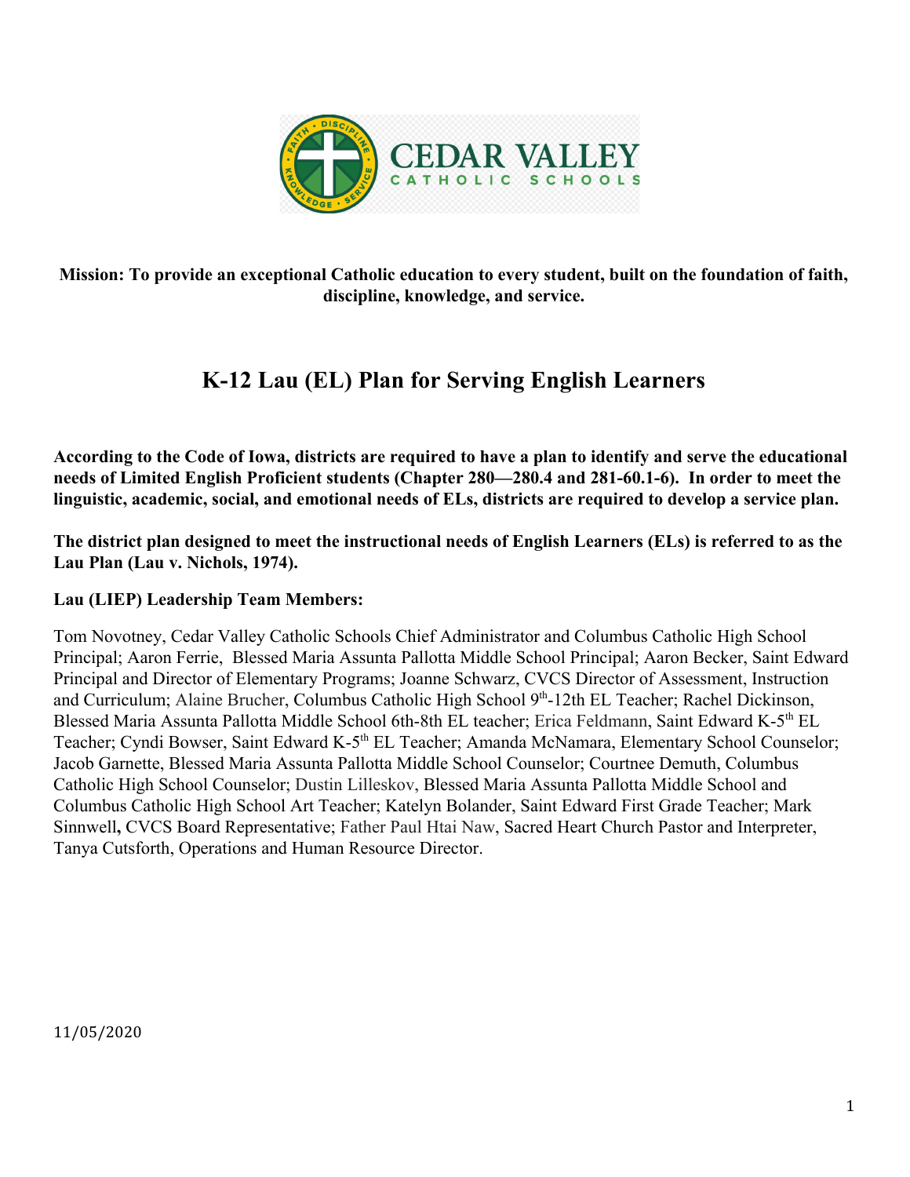**Mission: To provide an exceptional Catholic education to every student, built on the foundation of faith, discipline, knowledge, and service.**

# K-12 Lau (EL) Plan for Serving English Learners

**According to the Code of Iowa, districts are required to have a plan to identify and serve the educational needs of Limited English Proficient students (Chapter 280—280.4 and 281-60.1-6). In order to meet the linguistic, academic, social, and emotional needs of ELs, districts are required to develop a service plan.**

**The district plan designed to meet the instructional needs of English Learners (ELs) is referred to as the Lau Plan (Lau v. Nichols, 1974).**

**Lau (LIEP) Leadership Team Members:**

Tom Novotney, Cedar Valley Catholic Schools Chief Administrator and Columbus Catholic High School Principal; Aaron Ferrie, Blessed Maria Assunta Pallotta Middle School Principal; Aaron Becker, Saint Edward Principal and Director of Elementary Programs; Joanne Schwarz, CVCS Director of Assessment, Instruction and Curriculum; Alaine Brucher, Columbus Catholic High School 9th-12th EL Teacher; Rachel Dickinson, Blessed Maria Assunta Pallotta Middle School 6th-8th EL teacher; Erica Feldmann, Saint Edward K-5th EL Teacher; Cyndi Bowser, Saint Edward K-5th EL Teacher; Amanda McNamara, Elementary School Counselor; Jacob Garnette, Blessed Maria Assunta Pallotta Middle School Counselor; Courtnee Demuth, Columbus Catholic High School Counselor; Dustin Lilleskov, Blessed Maria Assunta Pallotta Middle School and Columbus Catholic High School Art Teacher; Katelyn Bolander, Saint Edward First Grade Teacher; Mark Sinnwell, CVCS Board Representative; Father Paul Htai Naw, Sacred Heart Church Pastor and Interpreter, Tanya Cutsforth, Operations and Human Resource Director.

11/05/2020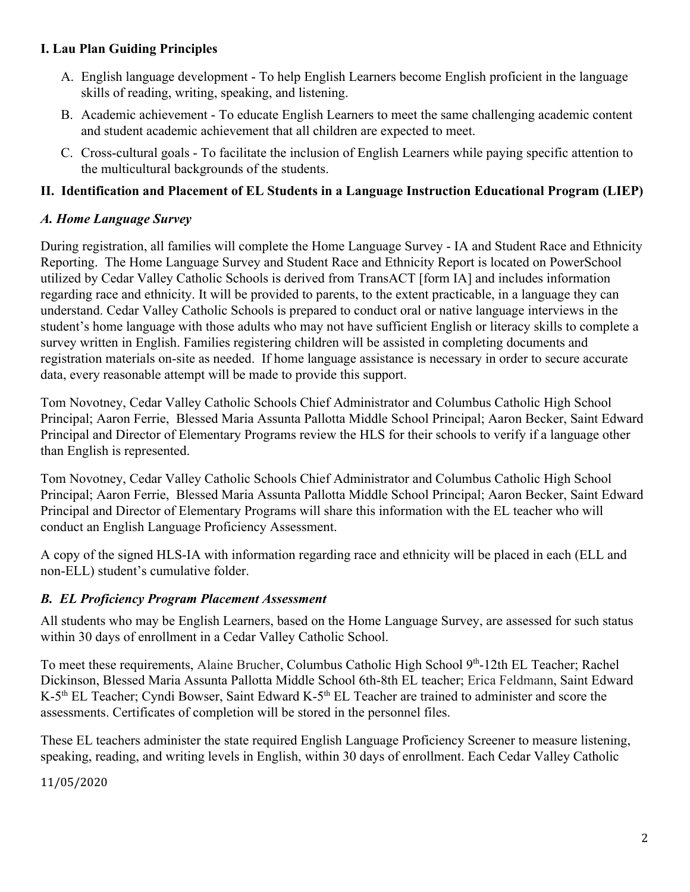## I. Lau Plan Guiding Principles

A. English language development - To help English Learners become English proficient in the language skills of reading, writing, speaking, and listening.

B. Academic achievement - To educate English Learners to meet the same challenging academic content and student academic achievement that all children are expected to meet.

C. Cross-cultural goals - To facilitate the inclusion of English Learners while paying specific attention to the multicultural backgrounds of the students.

## II. Identification and Placement of EL Students in a Language Instruction Educational Program (LIEP)

### *A. Home Language Survey*

During registration, all families will complete the Home Language Survey - IA and Student Race and Ethnicity Reporting. The Home Language Survey and Student Race and Ethnicity Report is located on PowerSchool utilized by Cedar Valley Catholic Schools is derived from TransACT [form IA] and includes information regarding race and ethnicity. It will be provided to parents, to the extent practicable, in a language they can understand. Cedar Valley Catholic Schools is prepared to conduct oral or native language interviews in the student's home language with those adults who may not have sufficient English or literacy skills to complete a survey written in English. Families registering children will be assisted in completing documents and registration materials on-site as needed. If home language assistance is necessary in order to secure accurate data, every reasonable attempt will be made to provide this support.

Tom Novotney, Cedar Valley Catholic Schools Chief Administrator and Columbus Catholic High School Principal; Aaron Ferrie, Blessed Maria Assunta Pallotta Middle School Principal; Aaron Becker, Saint Edward Principal and Director of Elementary Programs review the HLS for their schools to verify if a language other than English is represented.

Tom Novotney, Cedar Valley Catholic Schools Chief Administrator and Columbus Catholic High School Principal; Aaron Ferrie, Blessed Maria Assunta Pallotta Middle School Principal; Aaron Becker, Saint Edward Principal and Director of Elementary Programs will share this information with the EL teacher who will conduct an English Language Proficiency Assessment.

A copy of the signed HLS-IA with information regarding race and ethnicity will be placed in each (ELL and non-ELL) student's cumulative folder.

### *B. EL Proficiency Program Placement Assessment*

All students who may be English Learners, based on the Home Language Survey, are assessed for such status within 30 days of enrollment in a Cedar Valley Catholic School.

To meet these requirements, Alaine Brucher, Columbus Catholic High School 9th-12th EL Teacher; Rachel Dickinson, Blessed Maria Assunta Pallotta Middle School 6th-8th EL teacher; Erica Feldmann, Saint Edward K-5th EL Teacher; Cyndi Bowser, Saint Edward K-5th EL Teacher are trained to administer and score the assessments. Certificates of completion will be stored in the personnel files.

These EL teachers administer the state required English Language Proficiency Screener to measure listening, speaking, reading, and writing levels in English, within 30 days of enrollment. Each Cedar Valley Catholic

11/05/2020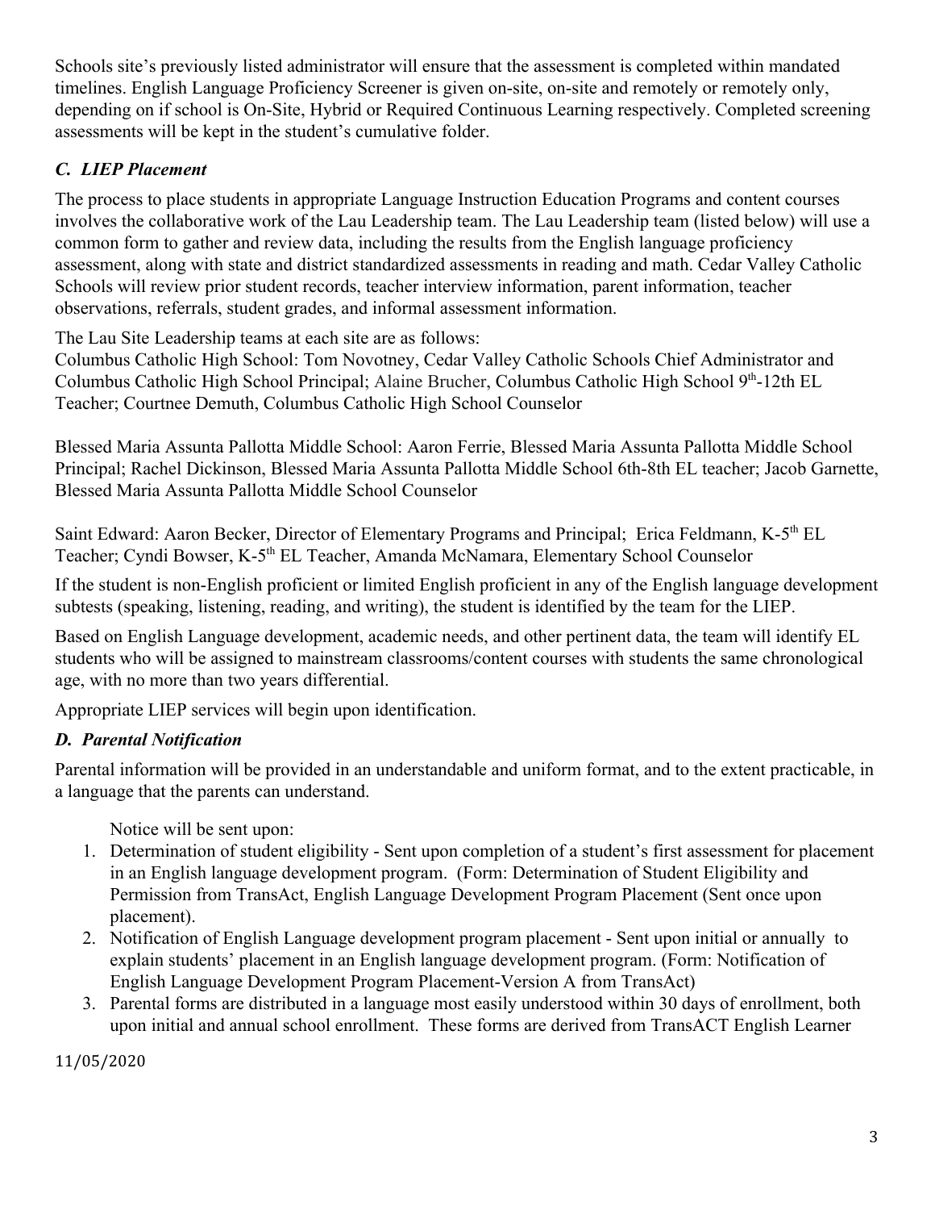Schools site's previously listed administrator will ensure that the assessment is completed within mandated timelines. English Language Proficiency Screener is given on-site, on-site and remotely or remotely only, depending on if school is On-Site, Hybrid or Required Continuous Learning respectively. Completed screening assessments will be kept in the student's cumulative folder.

### *C. LIEP Placement*

The process to place students in appropriate Language Instruction Education Programs and content courses involves the collaborative work of the Lau Leadership team. The Lau Leadership team (listed below) will use a common form to gather and review data, including the results from the English language proficiency assessment, along with state and district standardized assessments in reading and math. Cedar Valley Catholic Schools will review prior student records, teacher interview information, parent information, teacher observations, referrals, student grades, and informal assessment information.

The Lau Site Leadership teams at each site are as follows:
Columbus Catholic High School: Tom Novotney, Cedar Valley Catholic Schools Chief Administrator and Columbus Catholic High School Principal; Alaine Brucher, Columbus Catholic High School 9th-12th EL Teacher; Courtnee Demuth, Columbus Catholic High School Counselor

Blessed Maria Assunta Pallotta Middle School: Aaron Ferrie, Blessed Maria Assunta Pallotta Middle School Principal; Rachel Dickinson, Blessed Maria Assunta Pallotta Middle School 6th-8th EL teacher; Jacob Garnette, Blessed Maria Assunta Pallotta Middle School Counselor

Saint Edward: Aaron Becker, Director of Elementary Programs and Principal; Erica Feldmann, K-5th EL Teacher; Cyndi Bowser, K-5th EL Teacher, Amanda McNamara, Elementary School Counselor

If the student is non-English proficient or limited English proficient in any of the English language development subtests (speaking, listening, reading, and writing), the student is identified by the team for the LIEP.

Based on English Language development, academic needs, and other pertinent data, the team will identify EL students who will be assigned to mainstream classrooms/content courses with students the same chronological age, with no more than two years differential.

Appropriate LIEP services will begin upon identification.

### *D. Parental Notification*

Parental information will be provided in an understandable and uniform format, and to the extent practicable, in a language that the parents can understand.

Notice will be sent upon:

1. Determination of student eligibility - Sent upon completion of a student's first assessment for placement in an English language development program. (Form: Determination of Student Eligibility and Permission from TransAct, English Language Development Program Placement (Sent once upon placement).
2. Notification of English Language development program placement - Sent upon initial or annually to explain students' placement in an English language development program. (Form: Notification of English Language Development Program Placement-Version A from TransAct)
3. Parental forms are distributed in a language most easily understood within 30 days of enrollment, both upon initial and annual school enrollment. These forms are derived from TransACT English Learner

11/05/2020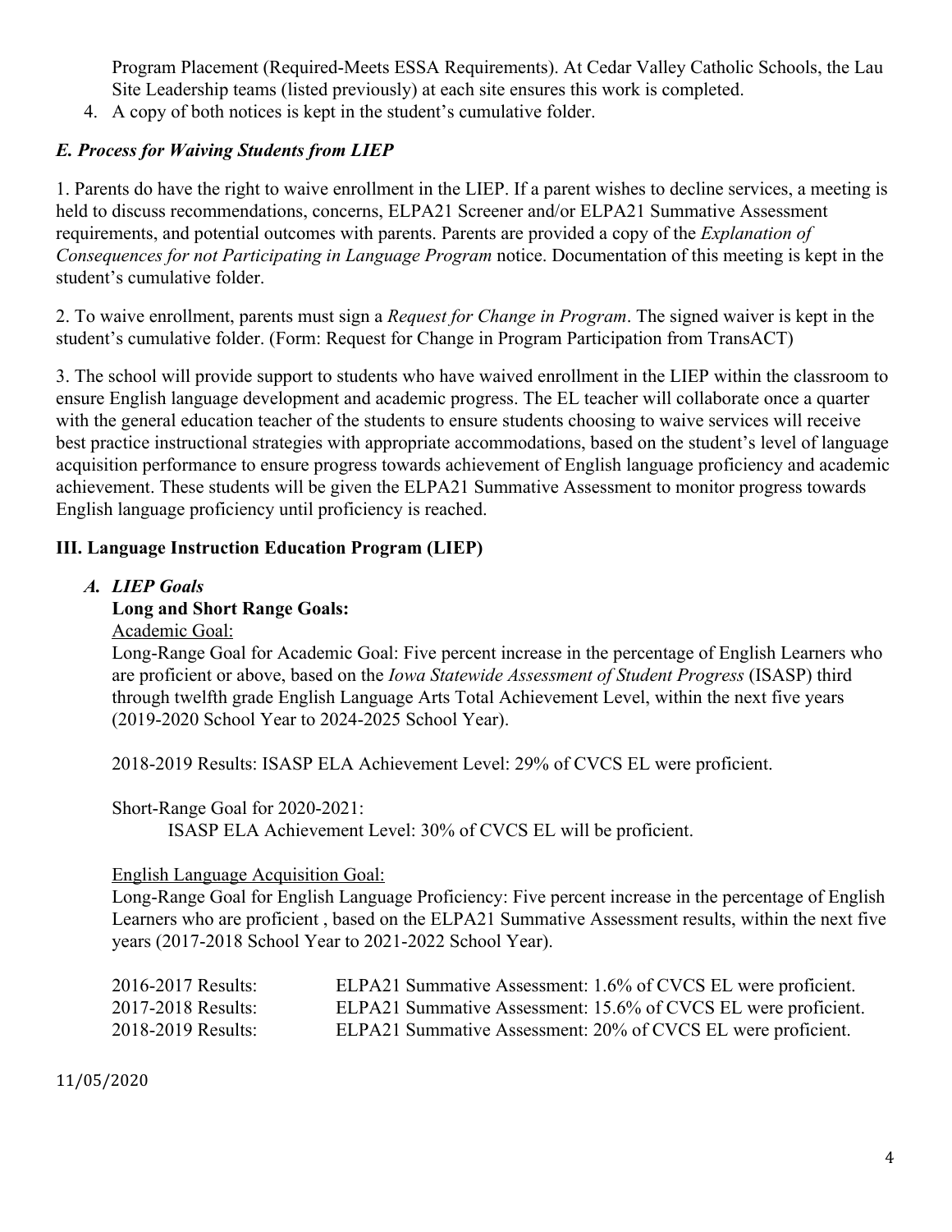Program Placement (Required-Meets ESSA Requirements). At Cedar Valley Catholic Schools, the Lau Site Leadership teams (listed previously) at each site ensures this work is completed.

4. A copy of both notices is kept in the student's cumulative folder.

### *E. Process for Waiving Students from LIEP*

1. Parents do have the right to waive enrollment in the LIEP. If a parent wishes to decline services, a meeting is held to discuss recommendations, concerns, ELPA21 Screener and/or ELPA21 Summative Assessment requirements, and potential outcomes with parents. Parents are provided a copy of the *Explanation of Consequences for not Participating in Language Program* notice. Documentation of this meeting is kept in the student's cumulative folder.

2. To waive enrollment, parents must sign a *Request for Change in Program*. The signed waiver is kept in the student's cumulative folder. (Form: Request for Change in Program Participation from TransACT)

3. The school will provide support to students who have waived enrollment in the LIEP within the classroom to ensure English language development and academic progress. The EL teacher will collaborate once a quarter with the general education teacher of the students to ensure students choosing to waive services will receive best practice instructional strategies with appropriate accommodations, based on the student's level of language acquisition performance to ensure progress towards achievement of English language proficiency and academic achievement. These students will be given the ELPA21 Summative Assessment to monitor progress towards English language proficiency until proficiency is reached.

## III. Language Instruction Education Program (LIEP)

### *A. LIEP Goals*

**Long and Short Range Goals:**

Academic Goal:

Long-Range Goal for Academic Goal: Five percent increase in the percentage of English Learners who are proficient or above, based on the *Iowa Statewide Assessment of Student Progress* (ISASP) third through twelfth grade English Language Arts Total Achievement Level, within the next five years (2019-2020 School Year to 2024-2025 School Year).

2018-2019 Results: ISASP ELA Achievement Level: 29% of CVCS EL were proficient.

Short-Range Goal for 2020-2021:

ISASP ELA Achievement Level: 30% of CVCS EL will be proficient.

English Language Acquisition Goal:

Long-Range Goal for English Language Proficiency: Five percent increase in the percentage of English Learners who are proficient , based on the ELPA21 Summative Assessment results, within the next five years (2017-2018 School Year to 2021-2022 School Year).

| | |
|---|---|
| 2016-2017 Results: | ELPA21 Summative Assessment: 1.6% of CVCS EL were proficient. |
| 2017-2018 Results: | ELPA21 Summative Assessment: 15.6% of CVCS EL were proficient. |
| 2018-2019 Results: | ELPA21 Summative Assessment: 20% of CVCS EL were proficient. |

11/05/2020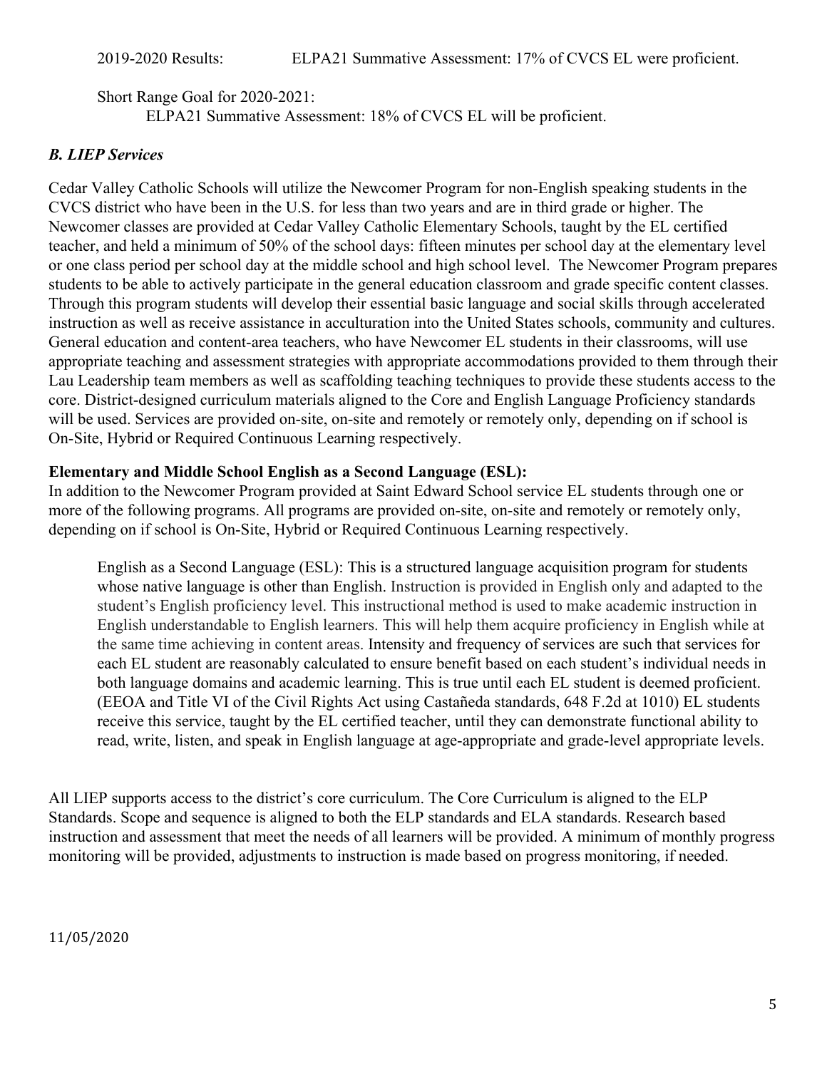2019-2020 Results: ELPA21 Summative Assessment: 17% of CVCS EL were proficient.

Short Range Goal for 2020-2021:
ELPA21 Summative Assessment: 18% of CVCS EL will be proficient.

### *B. LIEP Services*

Cedar Valley Catholic Schools will utilize the Newcomer Program for non-English speaking students in the CVCS district who have been in the U.S. for less than two years and are in third grade or higher. The Newcomer classes are provided at Cedar Valley Catholic Elementary Schools, taught by the EL certified teacher, and held a minimum of 50% of the school days: fifteen minutes per school day at the elementary level or one class period per school day at the middle school and high school level. The Newcomer Program prepares students to be able to actively participate in the general education classroom and grade specific content classes. Through this program students will develop their essential basic language and social skills through accelerated instruction as well as receive assistance in acculturation into the United States schools, community and cultures. General education and content-area teachers, who have Newcomer EL students in their classrooms, will use appropriate teaching and assessment strategies with appropriate accommodations provided to them through their Lau Leadership team members as well as scaffolding teaching techniques to provide these students access to the core. District-designed curriculum materials aligned to the Core and English Language Proficiency standards will be used. Services are provided on-site, on-site and remotely or remotely only, depending on if school is On-Site, Hybrid or Required Continuous Learning respectively.

**Elementary and Middle School English as a Second Language (ESL):**
In addition to the Newcomer Program provided at Saint Edward School service EL students through one or more of the following programs. All programs are provided on-site, on-site and remotely or remotely only, depending on if school is On-Site, Hybrid or Required Continuous Learning respectively.

> English as a Second Language (ESL): This is a structured language acquisition program for students whose native language is other than English. Instruction is provided in English only and adapted to the student's English proficiency level. This instructional method is used to make academic instruction in English understandable to English learners. This will help them acquire proficiency in English while at the same time achieving in content areas. Intensity and frequency of services are such that services for each EL student are reasonably calculated to ensure benefit based on each student's individual needs in both language domains and academic learning. This is true until each EL student is deemed proficient. (EEOA and Title VI of the Civil Rights Act using Castañeda standards, 648 F.2d at 1010) EL students receive this service, taught by the EL certified teacher, until they can demonstrate functional ability to read, write, listen, and speak in English language at age-appropriate and grade-level appropriate levels.

All LIEP supports access to the district's core curriculum. The Core Curriculum is aligned to the ELP Standards. Scope and sequence is aligned to both the ELP standards and ELA standards. Research based instruction and assessment that meet the needs of all learners will be provided. A minimum of monthly progress monitoring will be provided, adjustments to instruction is made based on progress monitoring, if needed.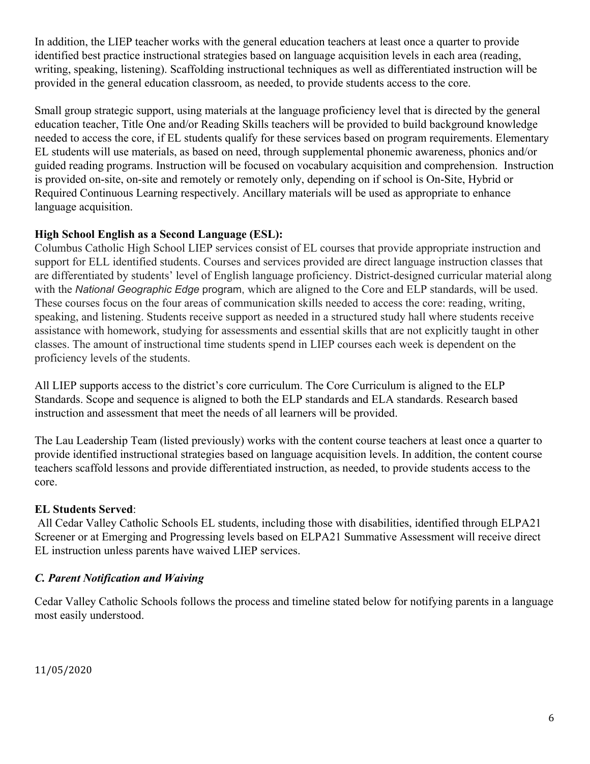In addition, the LIEP teacher works with the general education teachers at least once a quarter to provide identified best practice instructional strategies based on language acquisition levels in each area (reading, writing, speaking, listening). Scaffolding instructional techniques as well as differentiated instruction will be provided in the general education classroom, as needed, to provide students access to the core.

Small group strategic support, using materials at the language proficiency level that is directed by the general education teacher, Title One and/or Reading Skills teachers will be provided to build background knowledge needed to access the core, if EL students qualify for these services based on program requirements. Elementary EL students will use materials, as based on need, through supplemental phonemic awareness, phonics and/or guided reading programs. Instruction will be focused on vocabulary acquisition and comprehension. Instruction is provided on-site, on-site and remotely or remotely only, depending on if school is On-Site, Hybrid or Required Continuous Learning respectively. Ancillary materials will be used as appropriate to enhance language acquisition.

**High School English as a Second Language (ESL):**

Columbus Catholic High School LIEP services consist of EL courses that provide appropriate instruction and support for ELL identified students. Courses and services provided are direct language instruction classes that are differentiated by students' level of English language proficiency. District-designed curricular material along with the *National Geographic Edge* program, which are aligned to the Core and ELP standards, will be used. These courses focus on the four areas of communication skills needed to access the core: reading, writing, speaking, and listening. Students receive support as needed in a structured study hall where students receive assistance with homework, studying for assessments and essential skills that are not explicitly taught in other classes. The amount of instructional time students spend in LIEP courses each week is dependent on the proficiency levels of the students.

All LIEP supports access to the district's core curriculum. The Core Curriculum is aligned to the ELP Standards. Scope and sequence is aligned to both the ELP standards and ELA standards. Research based instruction and assessment that meet the needs of all learners will be provided.

The Lau Leadership Team (listed previously) works with the content course teachers at least once a quarter to provide identified instructional strategies based on language acquisition levels. In addition, the content course teachers scaffold lessons and provide differentiated instruction, as needed, to provide students access to the core.

**EL Students Served**:

All Cedar Valley Catholic Schools EL students, including those with disabilities, identified through ELPA21 Screener or at Emerging and Progressing levels based on ELPA21 Summative Assessment will receive direct EL instruction unless parents have waived LIEP services.

### *C. Parent Notification and Waiving*

Cedar Valley Catholic Schools follows the process and timeline stated below for notifying parents in a language most easily understood.

11/05/2020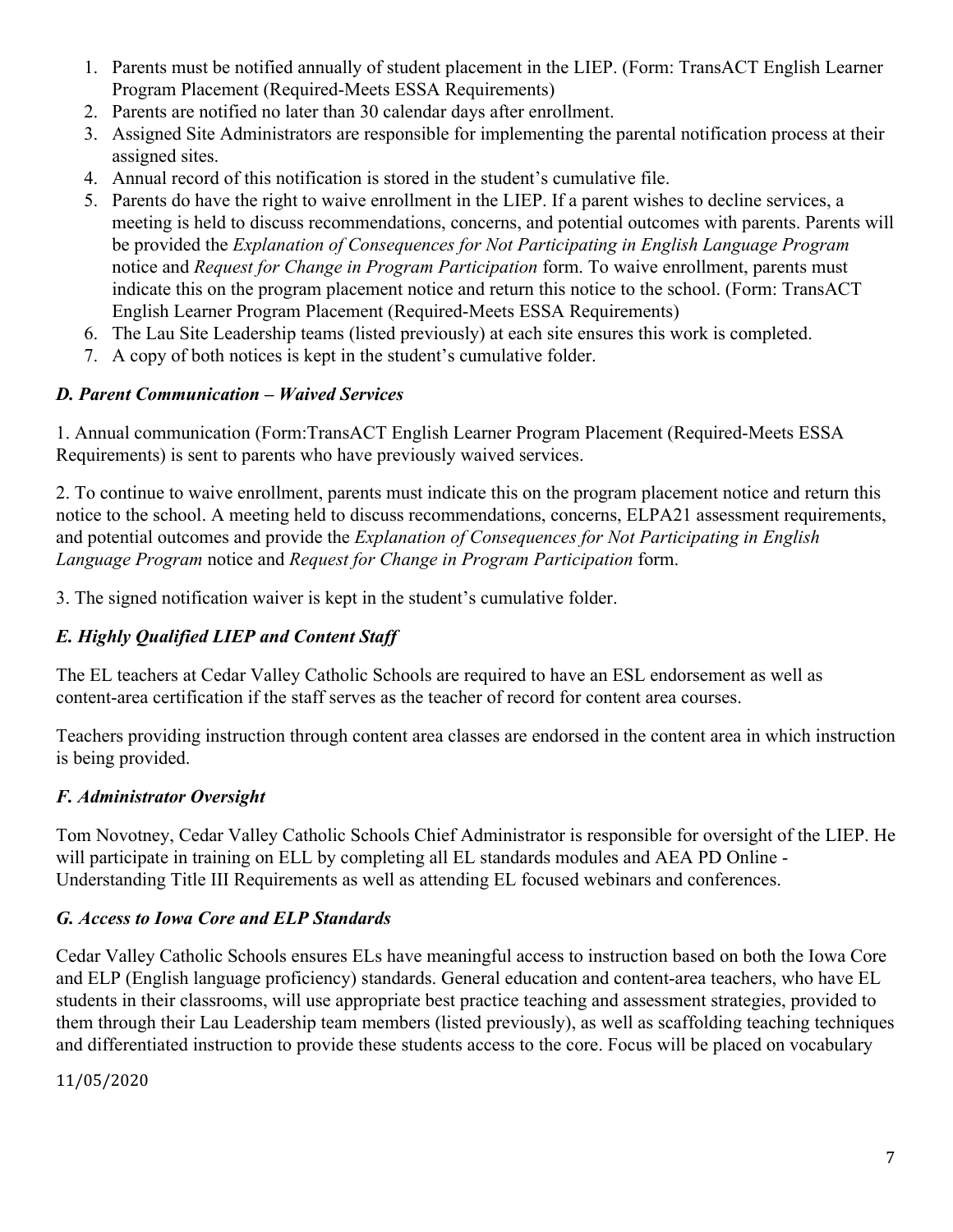1. Parents must be notified annually of student placement in the LIEP. (Form: TransACT English Learner Program Placement (Required-Meets ESSA Requirements)
2. Parents are notified no later than 30 calendar days after enrollment.
3. Assigned Site Administrators are responsible for implementing the parental notification process at their assigned sites.
4. Annual record of this notification is stored in the student's cumulative file.
5. Parents do have the right to waive enrollment in the LIEP. If a parent wishes to decline services, a meeting is held to discuss recommendations, concerns, and potential outcomes with parents. Parents will be provided the *Explanation of Consequences for Not Participating in English Language Program* notice and *Request for Change in Program Participation* form. To waive enrollment, parents must indicate this on the program placement notice and return this notice to the school. (Form: TransACT English Learner Program Placement (Required-Meets ESSA Requirements)
6. The Lau Site Leadership teams (listed previously) at each site ensures this work is completed.
7. A copy of both notices is kept in the student's cumulative folder.

### *D. Parent Communication – Waived Services*

1. Annual communication (Form:TransACT English Learner Program Placement (Required-Meets ESSA Requirements) is sent to parents who have previously waived services.

2. To continue to waive enrollment, parents must indicate this on the program placement notice and return this notice to the school. A meeting held to discuss recommendations, concerns, ELPA21 assessment requirements, and potential outcomes and provide the *Explanation of Consequences for Not Participating in English Language Program* notice and *Request for Change in Program Participation* form.

3. The signed notification waiver is kept in the student's cumulative folder.

### *E. Highly Qualified LIEP and Content Staff*

The EL teachers at Cedar Valley Catholic Schools are required to have an ESL endorsement as well as content-area certification if the staff serves as the teacher of record for content area courses.

Teachers providing instruction through content area classes are endorsed in the content area in which instruction is being provided.

### *F. Administrator Oversight*

Tom Novotney, Cedar Valley Catholic Schools Chief Administrator is responsible for oversight of the LIEP. He will participate in training on ELL by completing all EL standards modules and AEA PD Online - Understanding Title III Requirements as well as attending EL focused webinars and conferences.

### *G. Access to Iowa Core and ELP Standards*

Cedar Valley Catholic Schools ensures ELs have meaningful access to instruction based on both the Iowa Core and ELP (English language proficiency) standards. General education and content-area teachers, who have EL students in their classrooms, will use appropriate best practice teaching and assessment strategies, provided to them through their Lau Leadership team members (listed previously), as well as scaffolding teaching techniques and differentiated instruction to provide these students access to the core. Focus will be placed on vocabulary

11/05/2020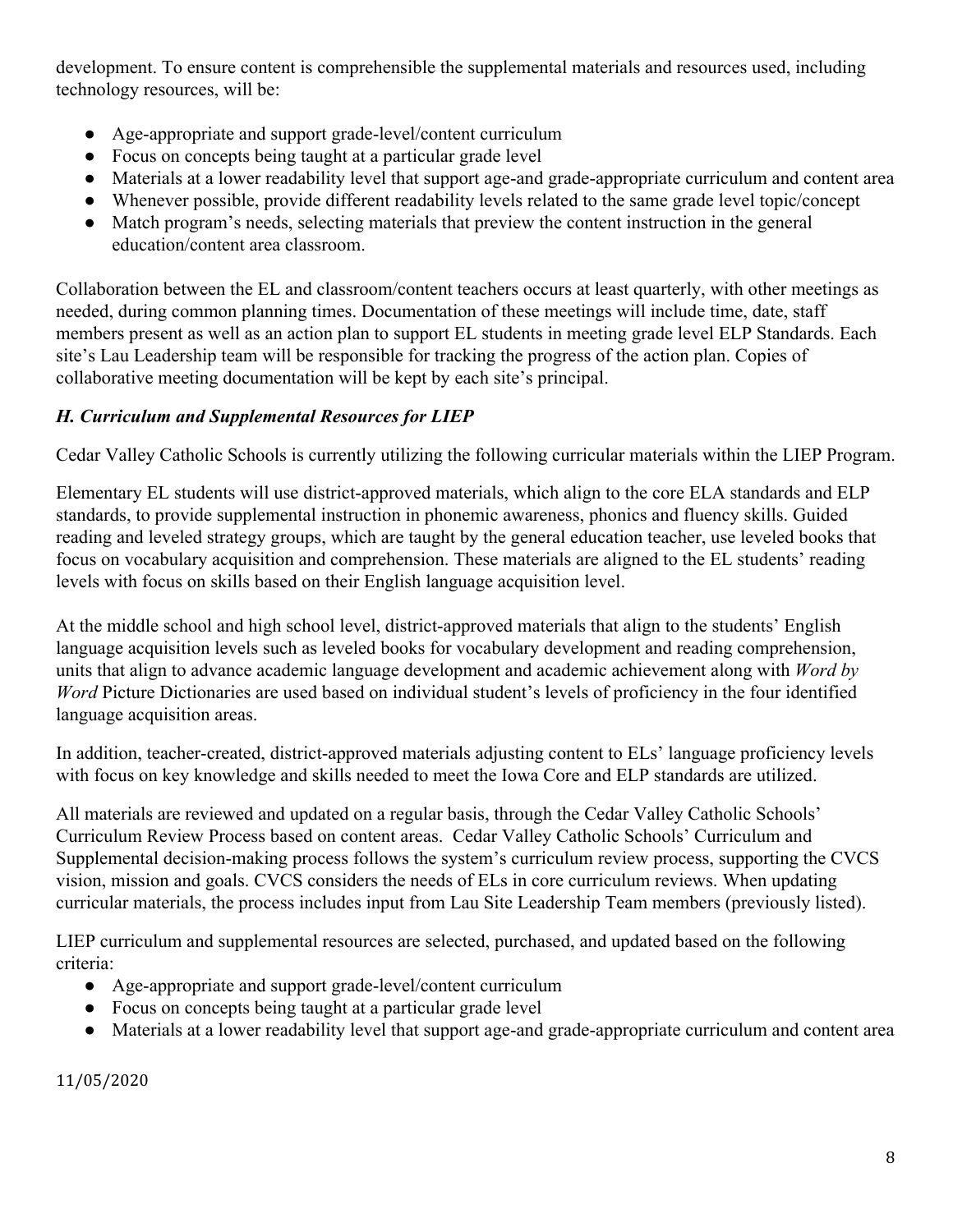development. To ensure content is comprehensible the supplemental materials and resources used, including technology resources, will be:

- Age-appropriate and support grade-level/content curriculum
- Focus on concepts being taught at a particular grade level
- Materials at a lower readability level that support age-and grade-appropriate curriculum and content area
- Whenever possible, provide different readability levels related to the same grade level topic/concept
- Match program's needs, selecting materials that preview the content instruction in the general education/content area classroom.

Collaboration between the EL and classroom/content teachers occurs at least quarterly, with other meetings as needed, during common planning times. Documentation of these meetings will include time, date, staff members present as well as an action plan to support EL students in meeting grade level ELP Standards. Each site's Lau Leadership team will be responsible for tracking the progress of the action plan. Copies of collaborative meeting documentation will be kept by each site's principal.

### *H. Curriculum and Supplemental Resources for LIEP*

Cedar Valley Catholic Schools is currently utilizing the following curricular materials within the LIEP Program.

Elementary EL students will use district-approved materials, which align to the core ELA standards and ELP standards, to provide supplemental instruction in phonemic awareness, phonics and fluency skills. Guided reading and leveled strategy groups, which are taught by the general education teacher, use leveled books that focus on vocabulary acquisition and comprehension. These materials are aligned to the EL students' reading levels with focus on skills based on their English language acquisition level.

At the middle school and high school level, district-approved materials that align to the students' English language acquisition levels such as leveled books for vocabulary development and reading comprehension, units that align to advance academic language development and academic achievement along with *Word by Word* Picture Dictionaries are used based on individual student's levels of proficiency in the four identified language acquisition areas.

In addition, teacher-created, district-approved materials adjusting content to ELs' language proficiency levels with focus on key knowledge and skills needed to meet the Iowa Core and ELP standards are utilized.

All materials are reviewed and updated on a regular basis, through the Cedar Valley Catholic Schools' Curriculum Review Process based on content areas. Cedar Valley Catholic Schools' Curriculum and Supplemental decision-making process follows the system's curriculum review process, supporting the CVCS vision, mission and goals. CVCS considers the needs of ELs in core curriculum reviews. When updating curricular materials, the process includes input from Lau Site Leadership Team members (previously listed).

LIEP curriculum and supplemental resources are selected, purchased, and updated based on the following criteria:

- Age-appropriate and support grade-level/content curriculum
- Focus on concepts being taught at a particular grade level
- Materials at a lower readability level that support age-and grade-appropriate curriculum and content area

11/05/2020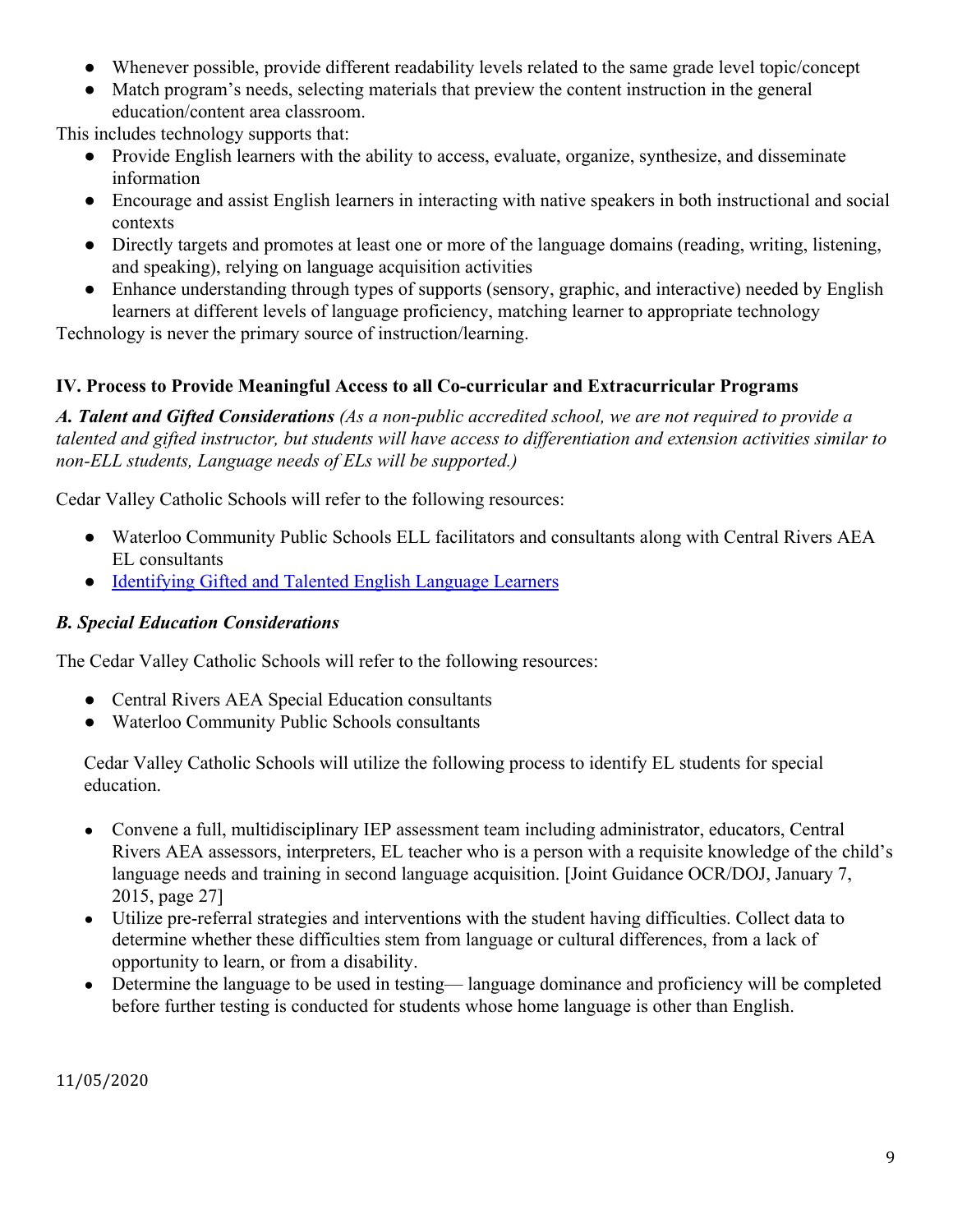- Whenever possible, provide different readability levels related to the same grade level topic/concept
- Match program's needs, selecting materials that preview the content instruction in the general education/content area classroom.

This includes technology supports that:

- Provide English learners with the ability to access, evaluate, organize, synthesize, and disseminate information
- Encourage and assist English learners in interacting with native speakers in both instructional and social contexts
- Directly targets and promotes at least one or more of the language domains (reading, writing, listening, and speaking), relying on language acquisition activities
- Enhance understanding through types of supports (sensory, graphic, and interactive) needed by English learners at different levels of language proficiency, matching learner to appropriate technology

Technology is never the primary source of instruction/learning.

## IV. Process to Provide Meaningful Access to all Co-curricular and Extracurricular Programs

***A. Talent and Gifted Considerations*** *(As a non-public accredited school, we are not required to provide a talented and gifted instructor, but students will have access to differentiation and extension activities similar to non-ELL students, Language needs of ELs will be supported.)*

Cedar Valley Catholic Schools will refer to the following resources:

- Waterloo Community Public Schools ELL facilitators and consultants along with Central Rivers AEA EL consultants
- Identifying Gifted and Talented English Language Learners

### *B. Special Education Considerations*

The Cedar Valley Catholic Schools will refer to the following resources:

- Central Rivers AEA Special Education consultants
- Waterloo Community Public Schools consultants

Cedar Valley Catholic Schools will utilize the following process to identify EL students for special education.

- Convene a full, multidisciplinary IEP assessment team including administrator, educators, Central Rivers AEA assessors, interpreters, EL teacher who is a person with a requisite knowledge of the child's language needs and training in second language acquisition. [Joint Guidance OCR/DOJ, January 7, 2015, page 27]
- Utilize pre-referral strategies and interventions with the student having difficulties. Collect data to determine whether these difficulties stem from language or cultural differences, from a lack of opportunity to learn, or from a disability.
- Determine the language to be used in testing— language dominance and proficiency will be completed before further testing is conducted for students whose home language is other than English.

11/05/2020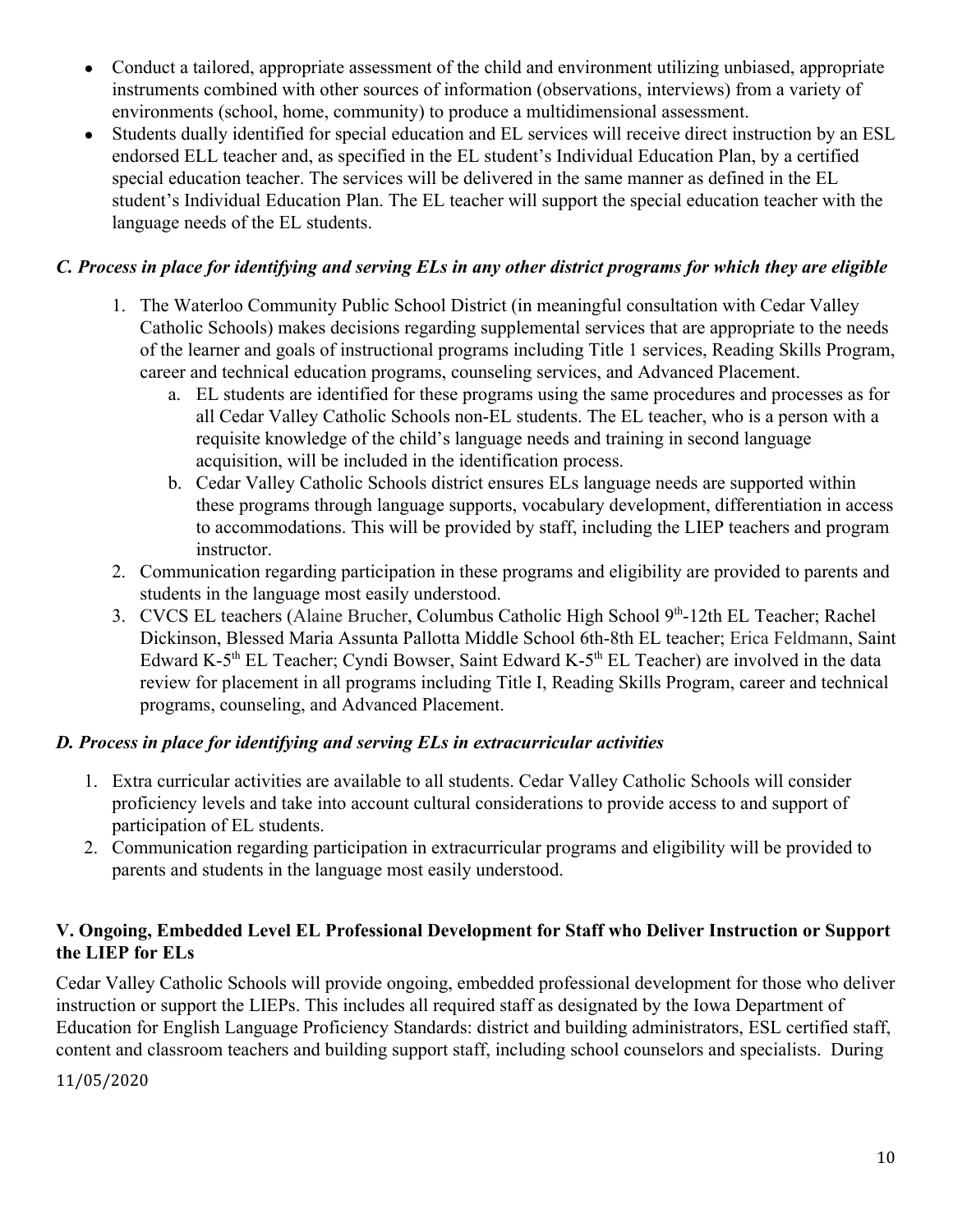- Conduct a tailored, appropriate assessment of the child and environment utilizing unbiased, appropriate instruments combined with other sources of information (observations, interviews) from a variety of environments (school, home, community) to produce a multidimensional assessment.
- Students dually identified for special education and EL services will receive direct instruction by an ESL endorsed ELL teacher and, as specified in the EL student's Individual Education Plan, by a certified special education teacher. The services will be delivered in the same manner as defined in the EL student's Individual Education Plan. The EL teacher will support the special education teacher with the language needs of the EL students.

### *C. Process in place for identifying and serving ELs in any other district programs for which they are eligible*

1. The Waterloo Community Public School District (in meaningful consultation with Cedar Valley Catholic Schools) makes decisions regarding supplemental services that are appropriate to the needs of the learner and goals of instructional programs including Title 1 services, Reading Skills Program, career and technical education programs, counseling services, and Advanced Placement.
   a. EL students are identified for these programs using the same procedures and processes as for all Cedar Valley Catholic Schools non-EL students. The EL teacher, who is a person with a requisite knowledge of the child's language needs and training in second language acquisition, will be included in the identification process.
   b. Cedar Valley Catholic Schools district ensures ELs language needs are supported within these programs through language supports, vocabulary development, differentiation in access to accommodations. This will be provided by staff, including the LIEP teachers and program instructor.
2. Communication regarding participation in these programs and eligibility are provided to parents and students in the language most easily understood.
3. CVCS EL teachers (Alaine Brucher, Columbus Catholic High School 9th-12th EL Teacher; Rachel Dickinson, Blessed Maria Assunta Pallotta Middle School 6th-8th EL teacher; Erica Feldmann, Saint Edward K-5th EL Teacher; Cyndi Bowser, Saint Edward K-5th EL Teacher) are involved in the data review for placement in all programs including Title I, Reading Skills Program, career and technical programs, counseling, and Advanced Placement.

### *D. Process in place for identifying and serving ELs in extracurricular activities*

1. Extra curricular activities are available to all students. Cedar Valley Catholic Schools will consider proficiency levels and take into account cultural considerations to provide access to and support of participation of EL students.
2. Communication regarding participation in extracurricular programs and eligibility will be provided to parents and students in the language most easily understood.

## V. Ongoing, Embedded Level EL Professional Development for Staff who Deliver Instruction or Support the LIEP for ELs

Cedar Valley Catholic Schools will provide ongoing, embedded professional development for those who deliver instruction or support the LIEPs. This includes all required staff as designated by the Iowa Department of Education for English Language Proficiency Standards: district and building administrators, ESL certified staff, content and classroom teachers and building support staff, including school counselors and specialists. During

11/05/2020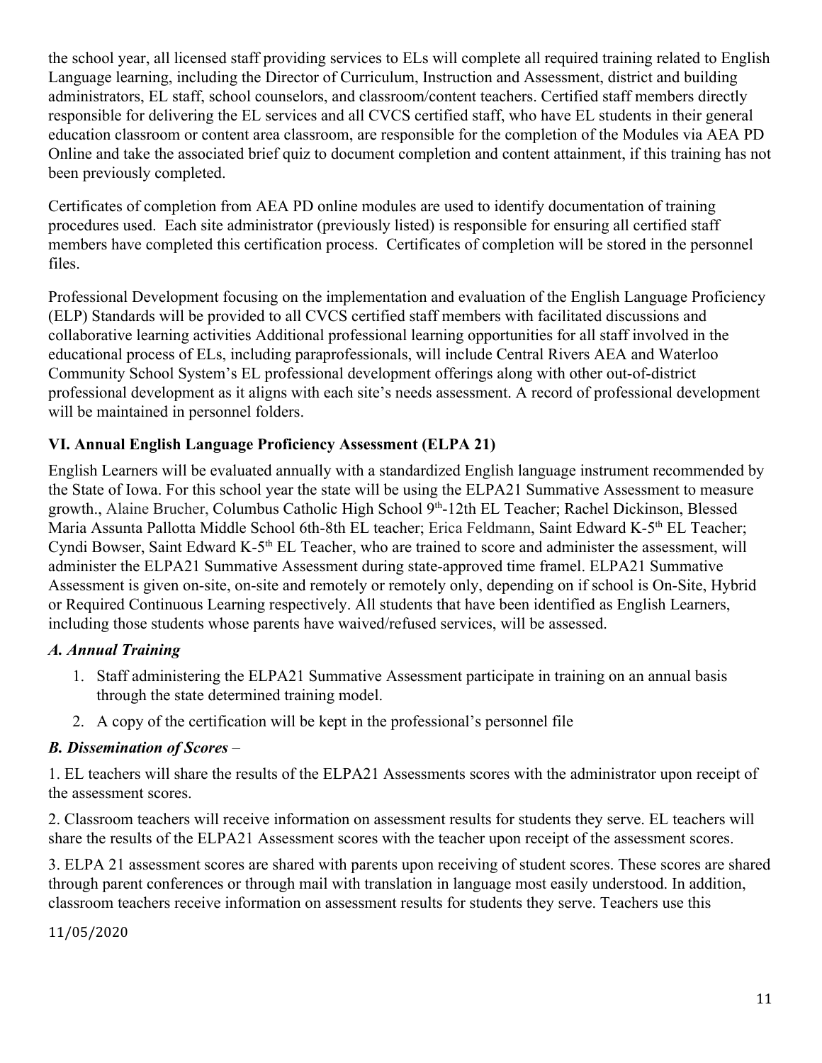the school year, all licensed staff providing services to ELs will complete all required training related to English Language learning, including the Director of Curriculum, Instruction and Assessment, district and building administrators, EL staff, school counselors, and classroom/content teachers. Certified staff members directly responsible for delivering the EL services and all CVCS certified staff, who have EL students in their general education classroom or content area classroom, are responsible for the completion of the Modules via AEA PD Online and take the associated brief quiz to document completion and content attainment, if this training has not been previously completed.

Certificates of completion from AEA PD online modules are used to identify documentation of training procedures used. Each site administrator (previously listed) is responsible for ensuring all certified staff members have completed this certification process. Certificates of completion will be stored in the personnel files.

Professional Development focusing on the implementation and evaluation of the English Language Proficiency (ELP) Standards will be provided to all CVCS certified staff members with facilitated discussions and collaborative learning activities Additional professional learning opportunities for all staff involved in the educational process of ELs, including paraprofessionals, will include Central Rivers AEA and Waterloo Community School System's EL professional development offerings along with other out-of-district professional development as it aligns with each site's needs assessment. A record of professional development will be maintained in personnel folders.

### VI. Annual English Language Proficiency Assessment (ELPA 21)

English Learners will be evaluated annually with a standardized English language instrument recommended by the State of Iowa. For this school year the state will be using the ELPA21 Summative Assessment to measure growth., Alaine Brucher, Columbus Catholic High School 9th-12th EL Teacher; Rachel Dickinson, Blessed Maria Assunta Pallotta Middle School 6th-8th EL teacher; Erica Feldmann, Saint Edward K-5th EL Teacher; Cyndi Bowser, Saint Edward K-5th EL Teacher, who are trained to score and administer the assessment, will administer the ELPA21 Summative Assessment during state-approved time framel. ELPA21 Summative Assessment is given on-site, on-site and remotely or remotely only, depending on if school is On-Site, Hybrid or Required Continuous Learning respectively. All students that have been identified as English Learners, including those students whose parents have waived/refused services, will be assessed.

#### *A. Annual Training*

1. Staff administering the ELPA21 Summative Assessment participate in training on an annual basis through the state determined training model.
2. A copy of the certification will be kept in the professional's personnel file

#### *B. Dissemination of Scores* –

1. EL teachers will share the results of the ELPA21 Assessments scores with the administrator upon receipt of the assessment scores.

2. Classroom teachers will receive information on assessment results for students they serve. EL teachers will share the results of the ELPA21 Assessment scores with the teacher upon receipt of the assessment scores.

3. ELPA 21 assessment scores are shared with parents upon receiving of student scores. These scores are shared through parent conferences or through mail with translation in language most easily understood. In addition, classroom teachers receive information on assessment results for students they serve. Teachers use this

11/05/2020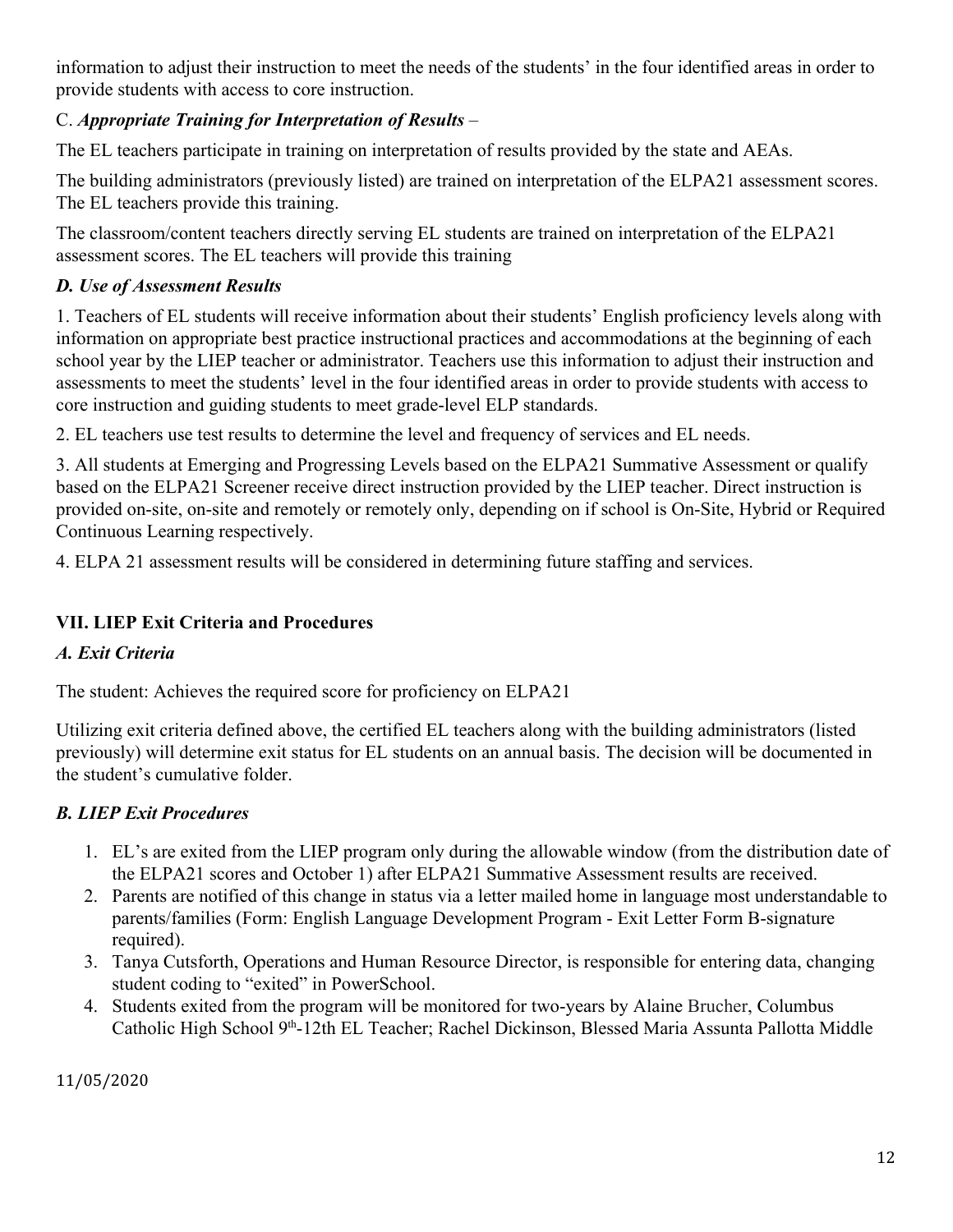information to adjust their instruction to meet the needs of the students' in the four identified areas in order to provide students with access to core instruction.

C. ***Appropriate Training for Interpretation of Results*** –

The EL teachers participate in training on interpretation of results provided by the state and AEAs.

The building administrators (previously listed) are trained on interpretation of the ELPA21 assessment scores. The EL teachers provide this training.

The classroom/content teachers directly serving EL students are trained on interpretation of the ELPA21 assessment scores. The EL teachers will provide this training

***D. Use of Assessment Results***

1. Teachers of EL students will receive information about their students' English proficiency levels along with information on appropriate best practice instructional practices and accommodations at the beginning of each school year by the LIEP teacher or administrator. Teachers use this information to adjust their instruction and assessments to meet the students' level in the four identified areas in order to provide students with access to core instruction and guiding students to meet grade-level ELP standards.

2. EL teachers use test results to determine the level and frequency of services and EL needs.

3. All students at Emerging and Progressing Levels based on the ELPA21 Summative Assessment or qualify based on the ELPA21 Screener receive direct instruction provided by the LIEP teacher. Direct instruction is provided on-site, on-site and remotely or remotely only, depending on if school is On-Site, Hybrid or Required Continuous Learning respectively.

4. ELPA 21 assessment results will be considered in determining future staffing and services.

## VII. LIEP Exit Criteria and Procedures

***A. Exit Criteria***

The student: Achieves the required score for proficiency on ELPA21

Utilizing exit criteria defined above, the certified EL teachers along with the building administrators (listed previously) will determine exit status for EL students on an annual basis. The decision will be documented in the student's cumulative folder.

***B. LIEP Exit Procedures***

1. EL's are exited from the LIEP program only during the allowable window (from the distribution date of the ELPA21 scores and October 1) after ELPA21 Summative Assessment results are received.
2. Parents are notified of this change in status via a letter mailed home in language most understandable to parents/families (Form: English Language Development Program - Exit Letter Form B-signature required).
3. Tanya Cutsforth, Operations and Human Resource Director, is responsible for entering data, changing student coding to "exited" in PowerSchool.
4. Students exited from the program will be monitored for two-years by Alaine Brucher, Columbus Catholic High School 9th-12th EL Teacher; Rachel Dickinson, Blessed Maria Assunta Pallotta Middle

11/05/2020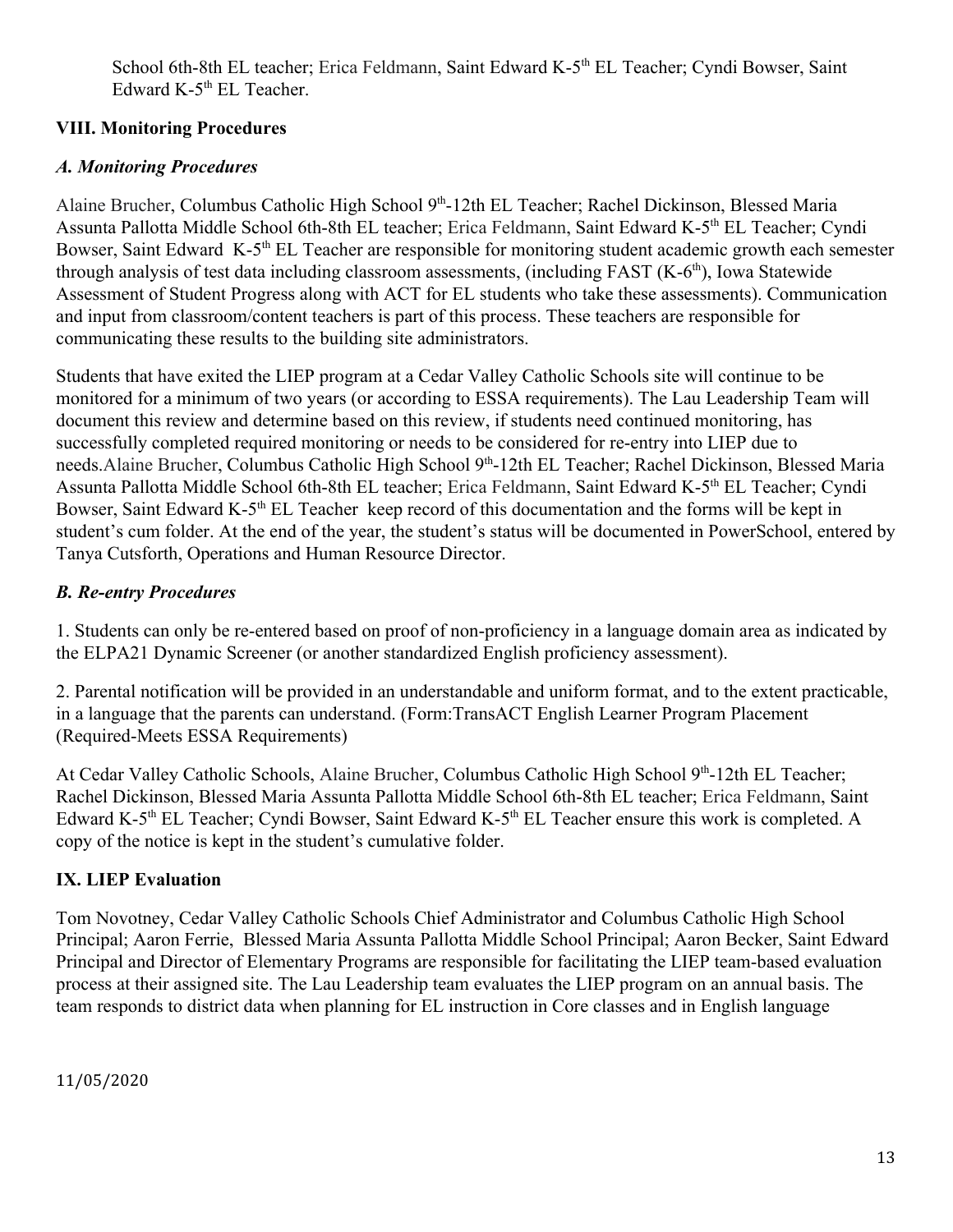School 6th-8th EL teacher; Erica Feldmann, Saint Edward K-5th EL Teacher; Cyndi Bowser, Saint Edward K-5th EL Teacher.

## VIII. Monitoring Procedures

### *A. Monitoring Procedures*

Alaine Brucher, Columbus Catholic High School 9th-12th EL Teacher; Rachel Dickinson, Blessed Maria Assunta Pallotta Middle School 6th-8th EL teacher; Erica Feldmann, Saint Edward K-5th EL Teacher; Cyndi Bowser, Saint Edward K-5th EL Teacher are responsible for monitoring student academic growth each semester through analysis of test data including classroom assessments, (including FAST (K-6th), Iowa Statewide Assessment of Student Progress along with ACT for EL students who take these assessments). Communication and input from classroom/content teachers is part of this process. These teachers are responsible for communicating these results to the building site administrators.

Students that have exited the LIEP program at a Cedar Valley Catholic Schools site will continue to be monitored for a minimum of two years (or according to ESSA requirements). The Lau Leadership Team will document this review and determine based on this review, if students need continued monitoring, has successfully completed required monitoring or needs to be considered for re-entry into LIEP due to needs.Alaine Brucher, Columbus Catholic High School 9th-12th EL Teacher; Rachel Dickinson, Blessed Maria Assunta Pallotta Middle School 6th-8th EL teacher; Erica Feldmann, Saint Edward K-5th EL Teacher; Cyndi Bowser, Saint Edward K-5th EL Teacher keep record of this documentation and the forms will be kept in student's cum folder. At the end of the year, the student's status will be documented in PowerSchool, entered by Tanya Cutsforth, Operations and Human Resource Director.

### *B. Re-entry Procedures*

1. Students can only be re-entered based on proof of non-proficiency in a language domain area as indicated by the ELPA21 Dynamic Screener (or another standardized English proficiency assessment).

2. Parental notification will be provided in an understandable and uniform format, and to the extent practicable, in a language that the parents can understand. (Form:TransACT English Learner Program Placement (Required-Meets ESSA Requirements)

At Cedar Valley Catholic Schools, Alaine Brucher, Columbus Catholic High School 9th-12th EL Teacher; Rachel Dickinson, Blessed Maria Assunta Pallotta Middle School 6th-8th EL teacher; Erica Feldmann, Saint Edward K-5th EL Teacher; Cyndi Bowser, Saint Edward K-5th EL Teacher ensure this work is completed. A copy of the notice is kept in the student's cumulative folder.

## IX. LIEP Evaluation

Tom Novotney, Cedar Valley Catholic Schools Chief Administrator and Columbus Catholic High School Principal; Aaron Ferrie, Blessed Maria Assunta Pallotta Middle School Principal; Aaron Becker, Saint Edward Principal and Director of Elementary Programs are responsible for facilitating the LIEP team-based evaluation process at their assigned site. The Lau Leadership team evaluates the LIEP program on an annual basis. The team responds to district data when planning for EL instruction in Core classes and in English language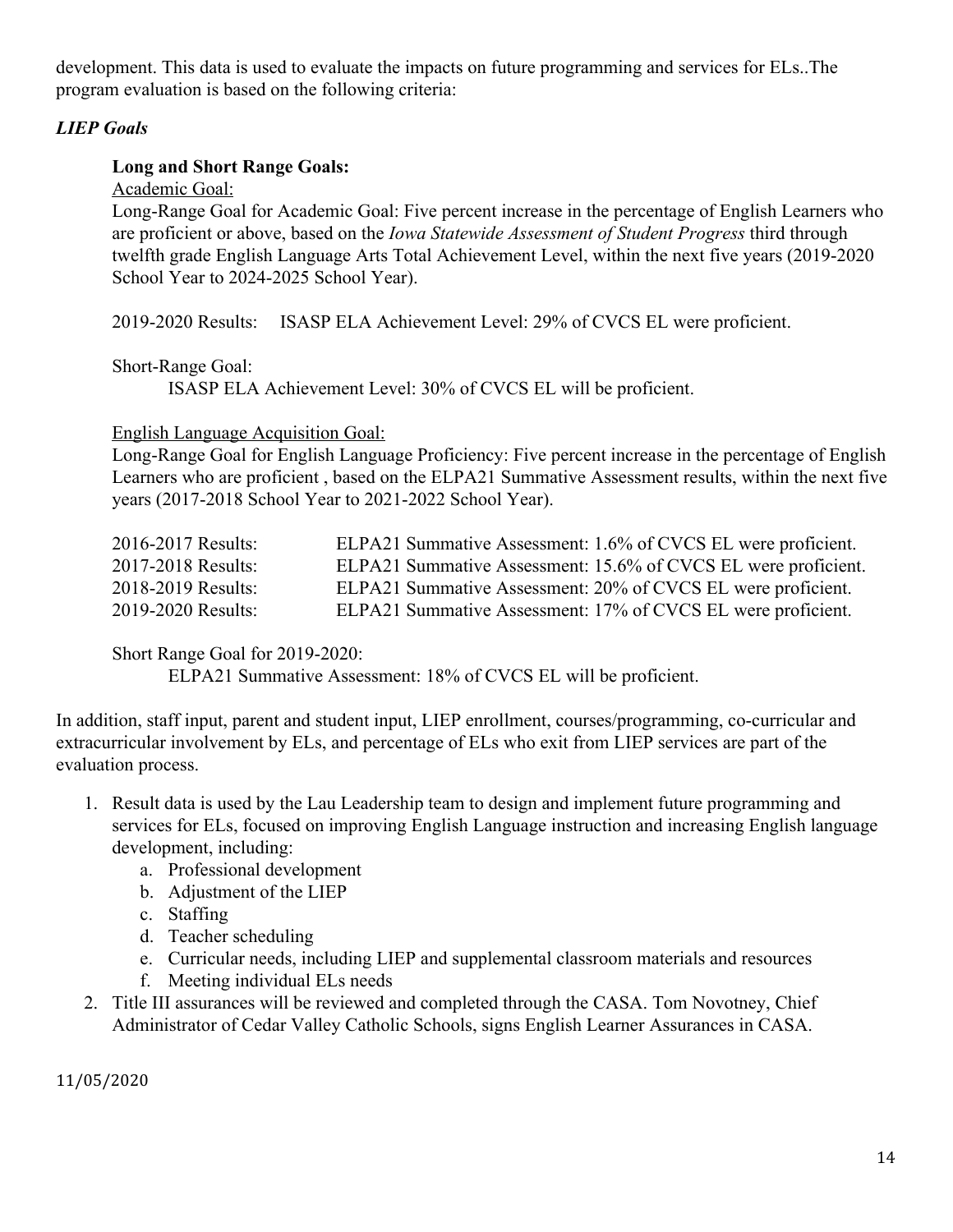development. This data is used to evaluate the impacts on future programming and services for ELs..The program evaluation is based on the following criteria:

***LIEP Goals***

**Long and Short Range Goals:**

Academic Goal:

Long-Range Goal for Academic Goal: Five percent increase in the percentage of English Learners who are proficient or above, based on the *Iowa Statewide Assessment of Student Progress* third through twelfth grade English Language Arts Total Achievement Level, within the next five years (2019-2020 School Year to 2024-2025 School Year).

2019-2020 Results: ISASP ELA Achievement Level: 29% of CVCS EL were proficient.

Short-Range Goal:

ISASP ELA Achievement Level: 30% of CVCS EL will be proficient.

English Language Acquisition Goal:

Long-Range Goal for English Language Proficiency: Five percent increase in the percentage of English Learners who are proficient , based on the ELPA21 Summative Assessment results, within the next five years (2017-2018 School Year to 2021-2022 School Year).

2016-2017 Results: ELPA21 Summative Assessment: 1.6% of CVCS EL were proficient.
2017-2018 Results: ELPA21 Summative Assessment: 15.6% of CVCS EL were proficient.
2018-2019 Results: ELPA21 Summative Assessment: 20% of CVCS EL were proficient.
2019-2020 Results: ELPA21 Summative Assessment: 17% of CVCS EL were proficient.

Short Range Goal for 2019-2020:

ELPA21 Summative Assessment: 18% of CVCS EL will be proficient.

In addition, staff input, parent and student input, LIEP enrollment, courses/programming, co-curricular and extracurricular involvement by ELs, and percentage of ELs who exit from LIEP services are part of the evaluation process.

1. Result data is used by the Lau Leadership team to design and implement future programming and services for ELs, focused on improving English Language instruction and increasing English language development, including:
   a. Professional development
   b. Adjustment of the LIEP
   c. Staffing
   d. Teacher scheduling
   e. Curricular needs, including LIEP and supplemental classroom materials and resources
   f. Meeting individual ELs needs
2. Title III assurances will be reviewed and completed through the CASA. Tom Novotney, Chief Administrator of Cedar Valley Catholic Schools, signs English Learner Assurances in CASA.

11/05/2020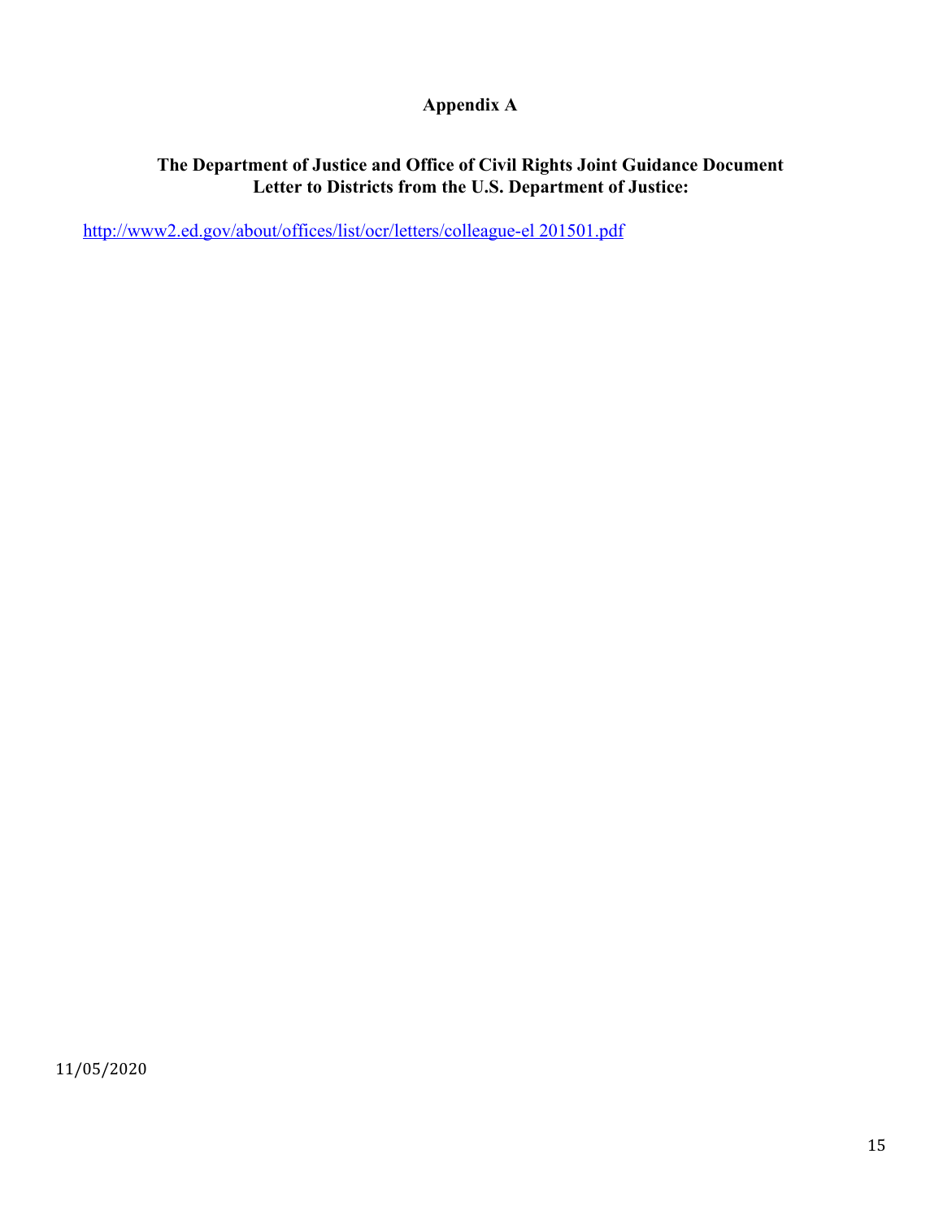# Appendix A

## The Department of Justice and Office of Civil Rights Joint Guidance Document Letter to Districts from the U.S. Department of Justice:

http://www2.ed.gov/about/offices/list/ocr/letters/colleague-el 201501.pdf

11/05/2020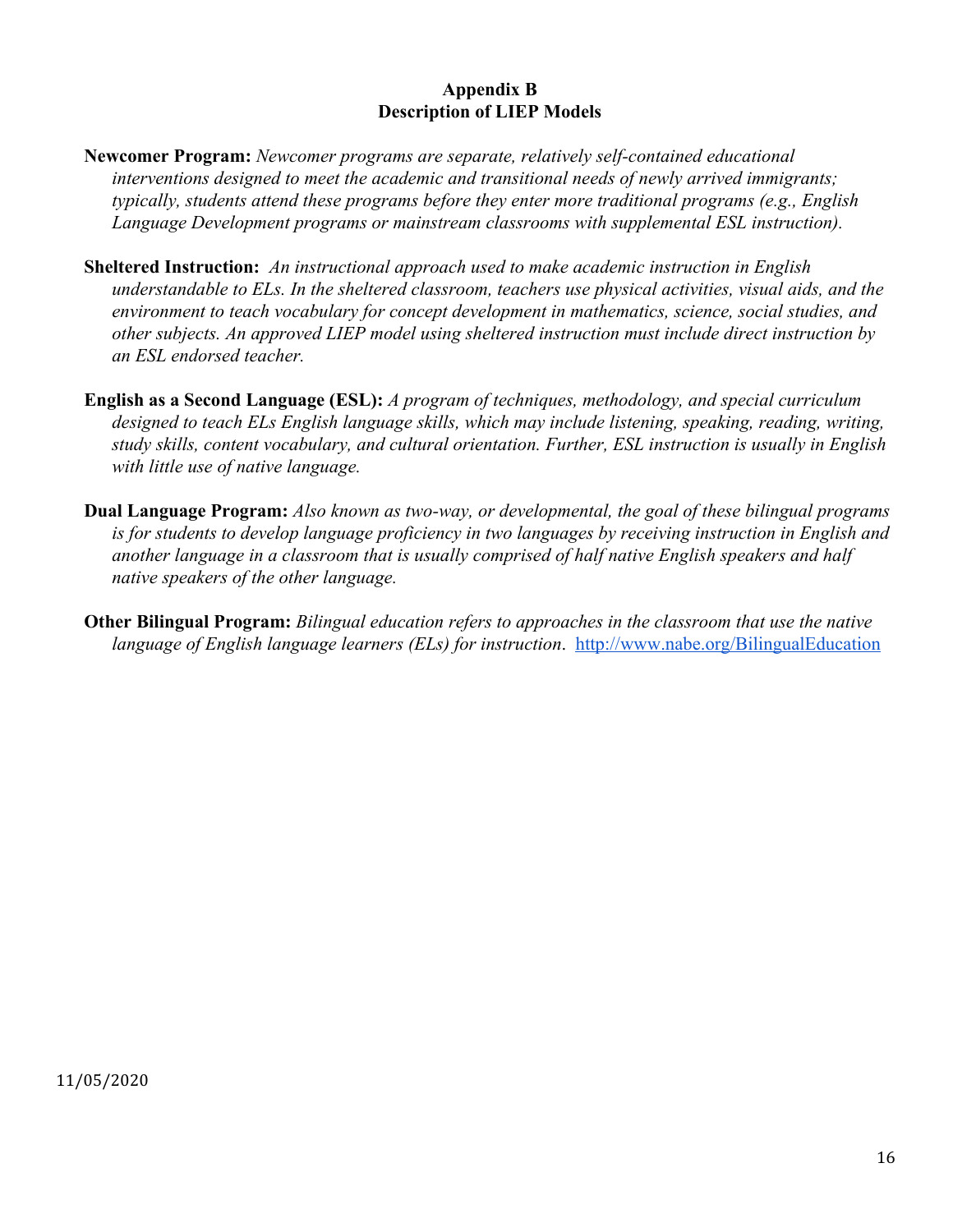## Appendix B
## Description of LIEP Models

**Newcomer Program:** *Newcomer programs are separate, relatively self-contained educational interventions designed to meet the academic and transitional needs of newly arrived immigrants; typically, students attend these programs before they enter more traditional programs (e.g., English Language Development programs or mainstream classrooms with supplemental ESL instruction).*

**Sheltered Instruction:** *An instructional approach used to make academic instruction in English understandable to ELs. In the sheltered classroom, teachers use physical activities, visual aids, and the environment to teach vocabulary for concept development in mathematics, science, social studies, and other subjects. An approved LIEP model using sheltered instruction must include direct instruction by an ESL endorsed teacher.*

**English as a Second Language (ESL):** *A program of techniques, methodology, and special curriculum designed to teach ELs English language skills, which may include listening, speaking, reading, writing, study skills, content vocabulary, and cultural orientation. Further, ESL instruction is usually in English with little use of native language.*

**Dual Language Program:** *Also known as two-way, or developmental, the goal of these bilingual programs is for students to develop language proficiency in two languages by receiving instruction in English and another language in a classroom that is usually comprised of half native English speakers and half native speakers of the other language.*

**Other Bilingual Program:** *Bilingual education refers to approaches in the classroom that use the native language of English language learners (ELs) for instruction*. http://www.nabe.org/BilingualEducation

11/05/2020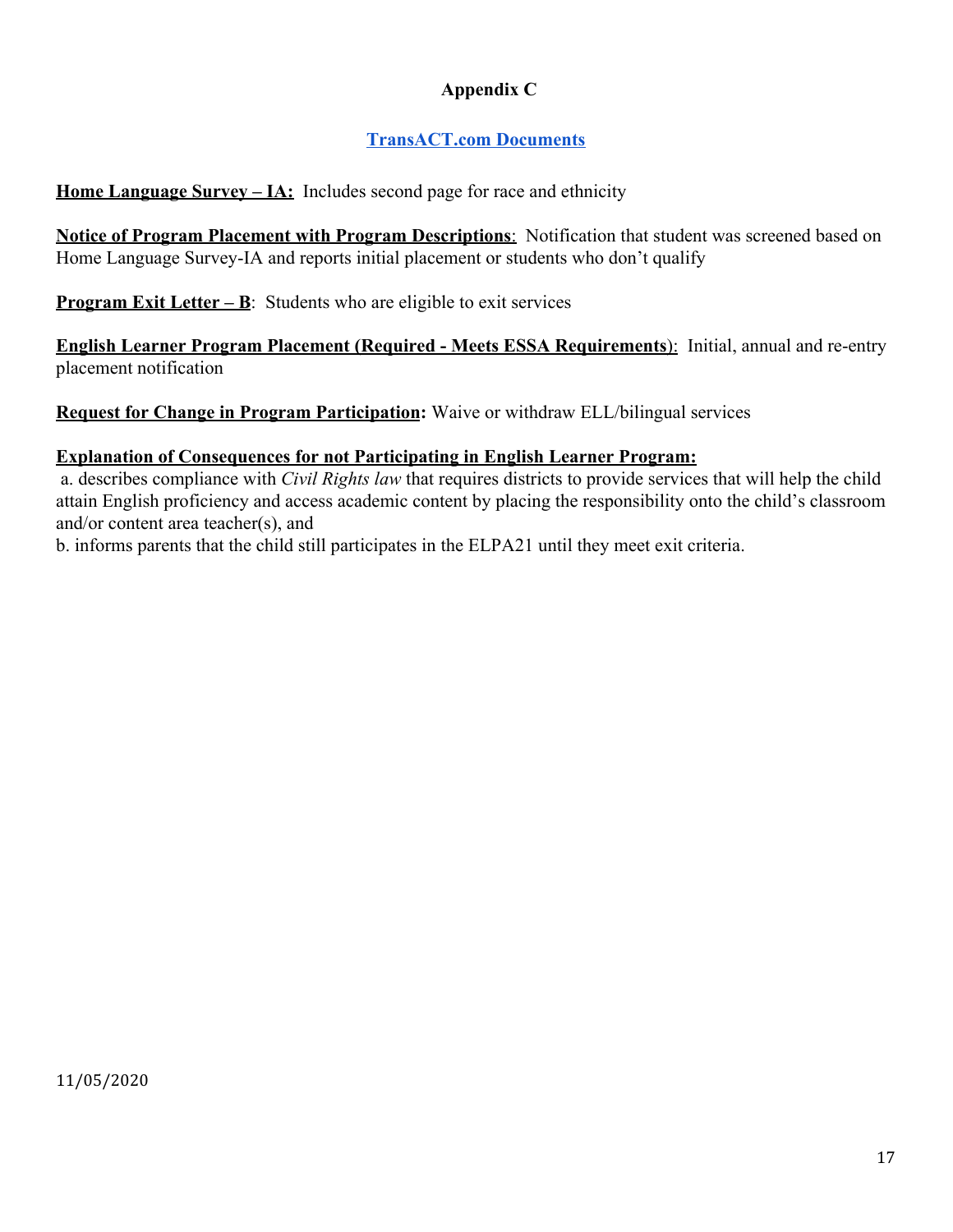## Appendix C

### TransACT.com Documents

**Home Language Survey – IA:** Includes second page for race and ethnicity

**Notice of Program Placement with Program Descriptions**: Notification that student was screened based on Home Language Survey-IA and reports initial placement or students who don't qualify

**Program Exit Letter – B**: Students who are eligible to exit services

**English Learner Program Placement (Required - Meets ESSA Requirements)**: Initial, annual and re-entry placement notification

**Request for Change in Program Participation:** Waive or withdraw ELL/bilingual services

**Explanation of Consequences for not Participating in English Learner Program:**

a. describes compliance with *Civil Rights law* that requires districts to provide services that will help the child attain English proficiency and access academic content by placing the responsibility onto the child's classroom and/or content area teacher(s), and

b. informs parents that the child still participates in the ELPA21 until they meet exit criteria.

11/05/2020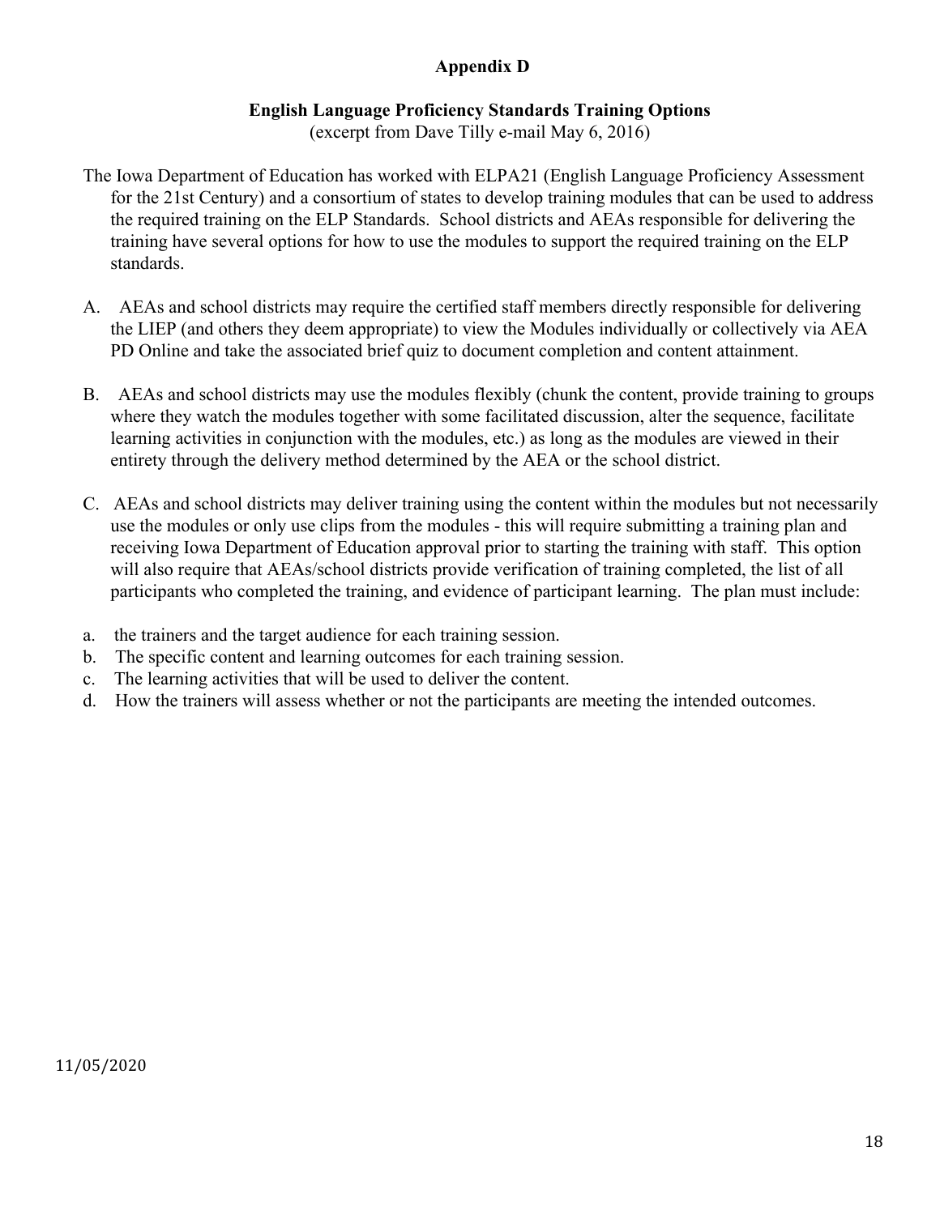## Appendix D

### English Language Proficiency Standards Training Options

(excerpt from Dave Tilly e-mail May 6, 2016)

The Iowa Department of Education has worked with ELPA21 (English Language Proficiency Assessment for the 21st Century) and a consortium of states to develop training modules that can be used to address the required training on the ELP Standards. School districts and AEAs responsible for delivering the training have several options for how to use the modules to support the required training on the ELP standards.

A. AEAs and school districts may require the certified staff members directly responsible for delivering the LIEP (and others they deem appropriate) to view the Modules individually or collectively via AEA PD Online and take the associated brief quiz to document completion and content attainment.

B. AEAs and school districts may use the modules flexibly (chunk the content, provide training to groups where they watch the modules together with some facilitated discussion, alter the sequence, facilitate learning activities in conjunction with the modules, etc.) as long as the modules are viewed in their entirety through the delivery method determined by the AEA or the school district.

C. AEAs and school districts may deliver training using the content within the modules but not necessarily use the modules or only use clips from the modules - this will require submitting a training plan and receiving Iowa Department of Education approval prior to starting the training with staff. This option will also require that AEAs/school districts provide verification of training completed, the list of all participants who completed the training, and evidence of participant learning. The plan must include:

a. the trainers and the target audience for each training session.
b. The specific content and learning outcomes for each training session.
c. The learning activities that will be used to deliver the content.
d. How the trainers will assess whether or not the participants are meeting the intended outcomes.

11/05/2020